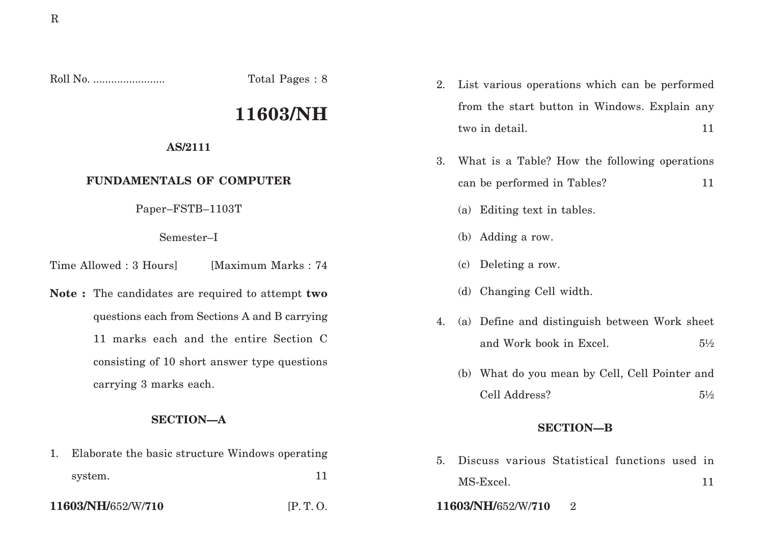Roll No. ........................ Total Pages : 8

# 11603/NH

**AS/2111**

**FUNDAMENTALS OF COMPUTER**

Paper–FSTB–1103T

Semester–I

Time Allowed : 3 Hours] [Maximum Marks : 74

**Note :** The candidates are required to attempt **two** questions each from Sections A and B carrying 11 marks each and the entire Section C consisting of 10 short answer type questions carrying 3 marks each.

## SECTION—A

1. Elaborate the basic structure Windows operating system. 11

2. List various operations which can be performed from the start button in Windows. Explain any two in detail. 11

3. What is a Table? How the following operations can be performed in Tables? 11

   (a) Editing text in tables.

   (b) Adding a row.

   (c) Deleting a row.

   (d) Changing Cell width.

4. (a) Define and distinguish between Work sheet and Work book in Excel. 5½

   (b) What do you mean by Cell, Cell Pointer and Cell Address? 5½

## SECTION—B

5. Discuss various Statistical functions used in MS-Excel. 11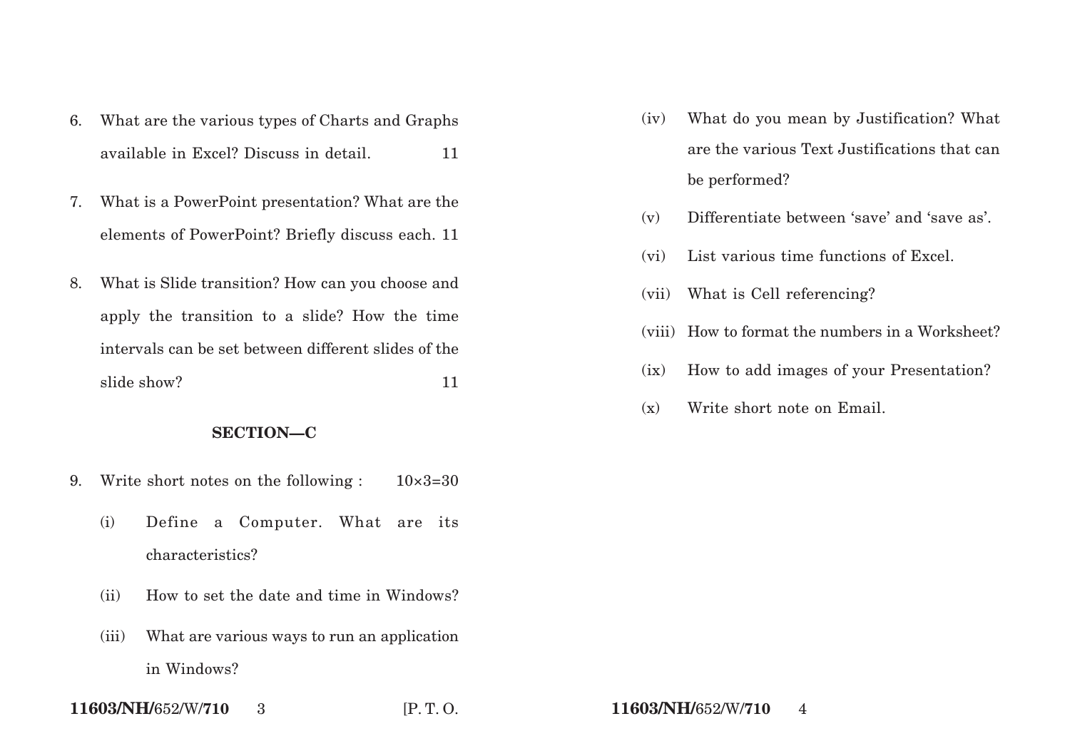6. What are the various types of Charts and Graphs available in Excel? Discuss in detail. 11

7. What is a PowerPoint presentation? What are the elements of PowerPoint? Briefly discuss each. 11

8. What is Slide transition? How can you choose and apply the transition to a slide? How the time intervals can be set between different slides of the slide show? 11

## SECTION—C

9. Write short notes on the following : 10×3=30

   (i) Define a Computer. What are its characteristics?

   (ii) How to set the date and time in Windows?

   (iii) What are various ways to run an application in Windows?

   (iv) What do you mean by Justification? What are the various Text Justifications that can be performed?

   (v) Differentiate between 'save' and 'save as'.

   (vi) List various time functions of Excel.

   (vii) What is Cell referencing?

   (viii) How to format the numbers in a Worksheet?

   (ix) How to add images of your Presentation?

   (x) Write short note on Email.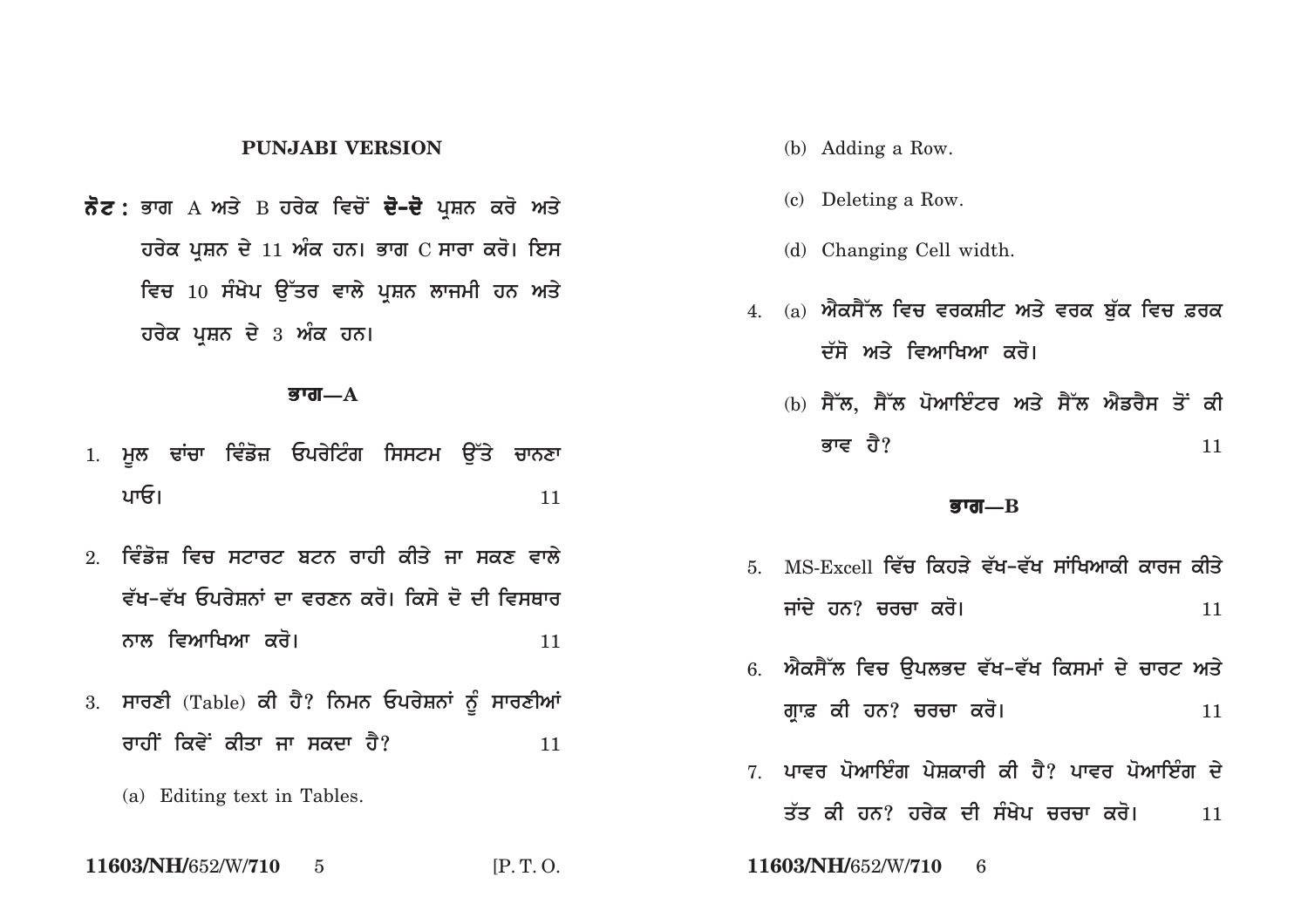## PUNJABI VERSION

**ਨੋਟ :** ਭਾਗ A ਅਤੇ B ਹਰੇਕ ਵਿਚੋਂ **ਦੋ-ਦੋ** ਪ੍ਰਸ਼ਨ ਕਰੋ ਅਤੇ ਹਰੇਕ ਪ੍ਰਸ਼ਨ ਦੇ 11 ਅੰਕ ਹਨ। ਭਾਗ C ਸਾਰਾ ਕਰੋ। ਇਸ ਵਿਚ 10 ਸੰਖੇਪ ਉੱਤਰ ਵਾਲੇ ਪ੍ਰਸ਼ਨ ਲਾਜਮੀ ਹਨ ਅਤੇ ਹਰੇਕ ਪ੍ਰਸ਼ਨ ਦੇ 3 ਅੰਕ ਹਨ।

### ਭਾਗ—A

1. ਮੂਲ ਢਾਂਚਾ ਵਿੰਡੋਜ਼ ਓਪਰੇਟਿੰਗ ਸਿਸਟਮ ਉੱਤੇ ਚਾਨਣਾ ਪਾਓ। 11

2. ਵਿੰਡੋਜ਼ ਵਿਚ ਸਟਾਰਟ ਬਟਨ ਰਾਹੀ ਕੀਤੇ ਜਾ ਸਕਣ ਵਾਲੇ ਵੱਖ-ਵੱਖ ਓਪਰੇਸ਼ਨਾਂ ਦਾ ਵਰਣਨ ਕਰੋ। ਕਿਸੇ ਦੋ ਦੀ ਵਿਸਥਾਰ ਨਾਲ ਵਿਆਖਿਆ ਕਰੋ। 11

3. ਸਾਰਣੀ (Table) ਕੀ ਹੈ? ਨਿਮਨ ਓਪਰੇਸ਼ਨਾਂ ਨੂੰ ਸਾਰਣੀਆਂ ਰਾਹੀਂ ਕਿਵੇਂ ਕੀਤਾ ਜਾ ਸਕਦਾ ਹੈ? 11

   (a) Editing text in Tables.

   (b) Adding a Row.

   (c) Deleting a Row.

   (d) Changing Cell width.

4. (a) ਐਕਸੈੱਲ ਵਿਚ ਵਰਕਸ਼ੀਟ ਅਤੇ ਵਰਕ ਬੁੱਕ ਵਿਚ ਫ਼ਰਕ ਦੱਸੋ ਅਤੇ ਵਿਆਖਿਆ ਕਰੋ।

   (b) ਸੈੱਲ, ਸੈੱਲ ਪੋਆਇੰਟਰ ਅਤੇ ਸੈੱਲ ਐਡਰੈਸ ਤੋਂ ਕੀ ਭਾਵ ਹੈ? 11

### ਭਾਗ—B

5. MS-Excell ਵਿੱਚ ਕਿਹੜੇ ਵੱਖ-ਵੱਖ ਸਾਂਖਿਆਕੀ ਕਾਰਜ ਕੀਤੇ ਜਾਂਦੇ ਹਨ? ਚਰਚਾ ਕਰੋ। 11

6. ਐਕਸੈੱਲ ਵਿਚ ਉਪਲਭਦ ਵੱਖ-ਵੱਖ ਕਿਸਮਾਂ ਦੇ ਚਾਰਟ ਅਤੇ ਗ੍ਰਾਫ਼ ਕੀ ਹਨ? ਚਰਚਾ ਕਰੋ। 11

7. ਪਾਵਰ ਪੋਆਇੰਗ ਪੇਸ਼ਕਾਰੀ ਕੀ ਹੈ? ਪਾਵਰ ਪੋਆਇੰਗ ਦੇ ਤੱਤ ਕੀ ਹਨ? ਹਰੇਕ ਦੀ ਸੰਖੇਪ ਚਰਚਾ ਕਰੋ। 11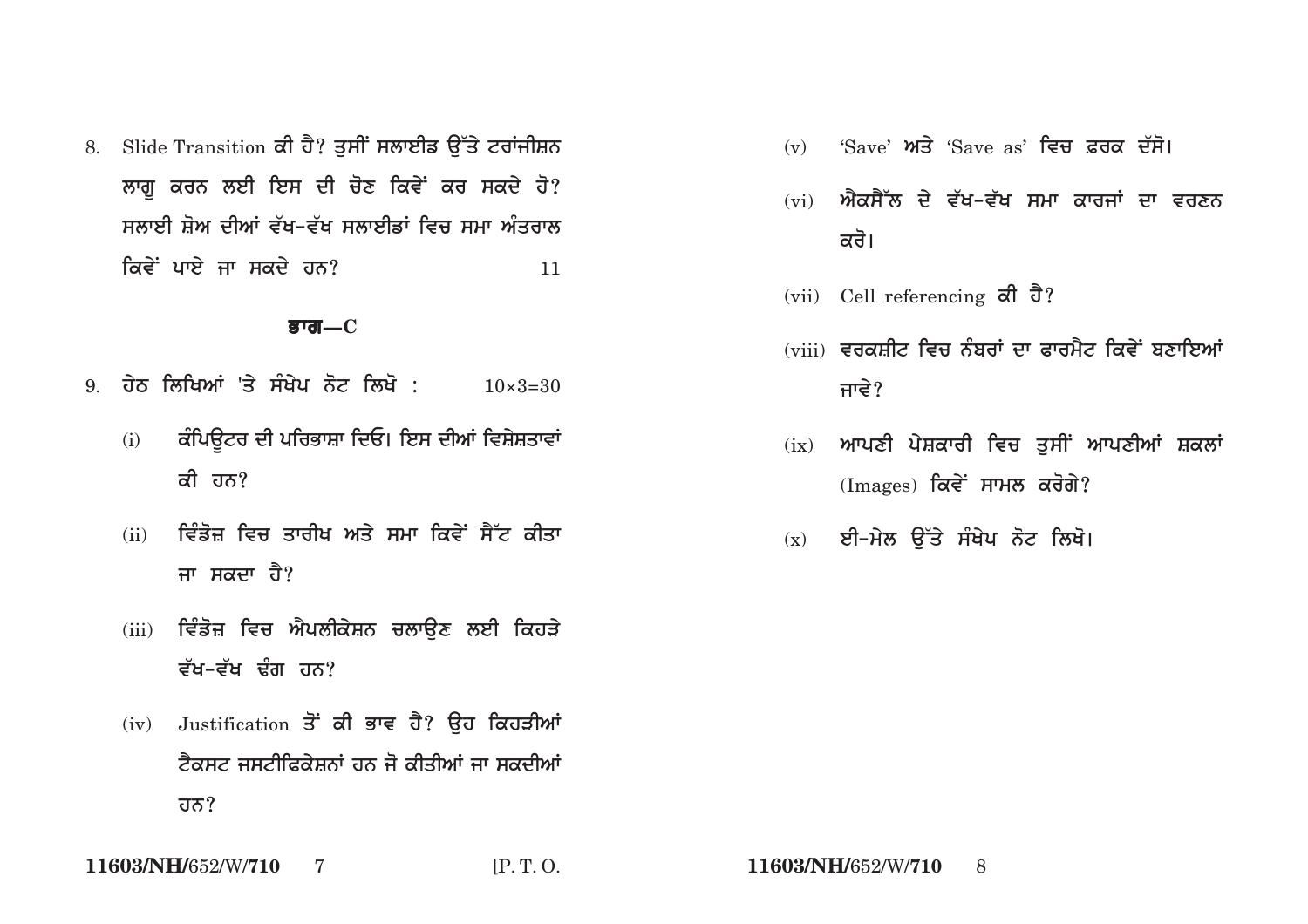8. Slide Transition ਕੀ ਹੈ? ਤੁਸੀਂ ਸਲਾਈਡ ਉੱਤੇ ਟਰਾਂਜੀਸ਼ਨ ਲਾਗੂ ਕਰਨ ਲਈ ਇਸ ਦੀ ਚੋਣ ਕਿਵੇਂ ਕਰ ਸਕਦੇ ਹੋ? ਸਲਾਈ ਸ਼ੋਅ ਦੀਆਂ ਵੱਖ-ਵੱਖ ਸਲਾਈਡਾਂ ਵਿਚ ਸਮਾ ਅੰਤਰਾਲ ਕਿਵੇਂ ਪਾਏ ਜਾ ਸਕਦੇ ਹਨ? 11

## ਭਾਗ—C

9. ਹੇਠ ਲਿਖਿਆਂ 'ਤੇ ਸੰਖੇਪ ਨੋਟ ਲਿਖੋ : 10×3=30

   (i) ਕੰਪਿਊਟਰ ਦੀ ਪਰਿਭਾਸ਼ਾ ਦਿਓ। ਇਸ ਦੀਆਂ ਵਿਸ਼ੇਸ਼ਤਾਵਾਂ ਕੀ ਹਨ?

   (ii) ਵਿੰਡੋਜ਼ ਵਿਚ ਤਾਰੀਖ ਅਤੇ ਸਮਾ ਕਿਵੇਂ ਸੈੱਟ ਕੀਤਾ ਜਾ ਸਕਦਾ ਹੈ?

   (iii) ਵਿੰਡੋਜ਼ ਵਿਚ ਐਪਲੀਕੇਸ਼ਨ ਚਲਾਉਣ ਲਈ ਕਿਹੜੇ ਵੱਖ-ਵੱਖ ਢੰਗ ਹਨ?

   (iv) Justification ਤੋਂ ਕੀ ਭਾਵ ਹੈ? ਉਹ ਕਿਹੜੀਆਂ ਟੈਕਸਟ ਜਸਟੀਫਿਕੇਸ਼ਨਾਂ ਹਨ ਜੋ ਕੀਤੀਆਂ ਜਾ ਸਕਦੀਆਂ ਹਨ?

   (v) 'Save' ਅਤੇ 'Save as' ਵਿਚ ਫ਼ਰਕ ਦੱਸੋ।

   (vi) ਐਕਸੈੱਲ ਦੇ ਵੱਖ-ਵੱਖ ਸਮਾ ਕਾਰਜਾਂ ਦਾ ਵਰਣਨ ਕਰੋ।

   (vii) Cell referencing ਕੀ ਹੈ?

   (viii) ਵਰਕਸ਼ੀਟ ਵਿਚ ਨੰਬਰਾਂ ਦਾ ਫਾਰਮੈਟ ਕਿਵੇਂ ਬਣਾਇਆਂ ਜਾਵੇ?

   (ix) ਆਪਣੀ ਪੇਸ਼ਕਾਰੀ ਵਿਚ ਤੁਸੀਂ ਆਪਣੀਆਂ ਸ਼ਕਲਾਂ (Images) ਕਿਵੇਂ ਸਾਮਲ ਕਰੋਗੇ?

   (x) ਈ-ਮੇਲ ਉੱਤੇ ਸੰਖੇਪ ਨੋਟ ਲਿਖੋ।